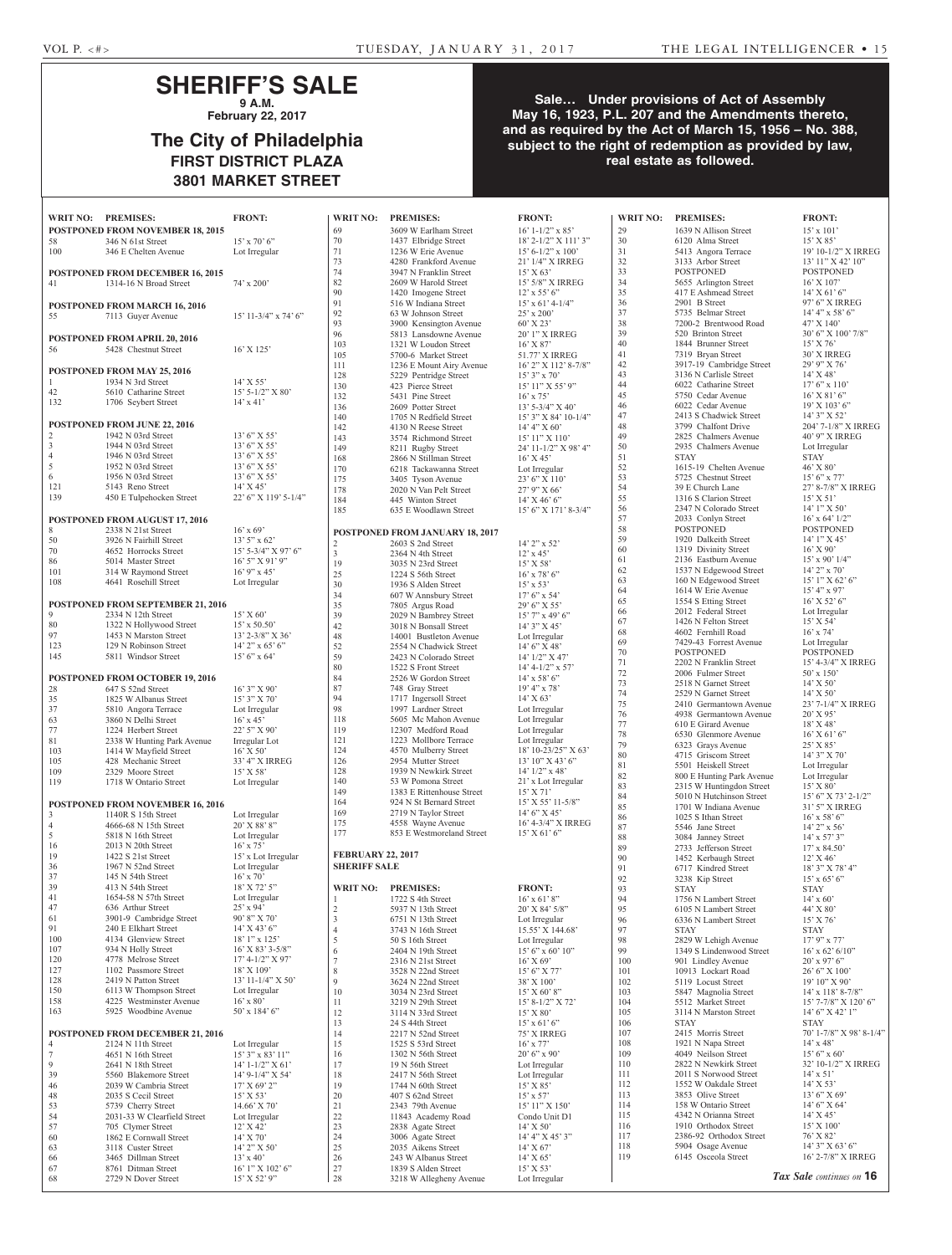# SHERIFF'S SALE

**9 A.M.**

**February 22, 2017**

## The City of Philadelphia

### FIRST DISTRICT PLAZA

### 3801 MARKET STREET

**Sale… Under provisions of Act of Assembly May 16, 1923, P.L. 207 and the Amendments thereto, and as required by the Act of March 15, 1956 – No. 388, subject to the right of redemption as provided by law, real estate as followed.**

| WRIT NO: | PREMISES: | FRONT: |
|---|---|---|
| **POSTPONED FROM NOVEMBER 18, 2015** | | |
| 58 | 346 N 61st Street | 15' x 70' 6" |
| 100 | 346 E Chelten Avenue | Lot Irregular |
| **POSTPONED FROM DECEMBER 16, 2015** | | |
| 41 | 1314-16 N Broad Street | 74' x 200' |
| **POSTPONED FROM MARCH 16, 2016** | | |
| 55 | 7113 Guyer Avenue | 15' 11-3/4" x 74' 6" |
| **POSTPONED FROM APRIL 20, 2016** | | |
| 56 | 5428 Chestnut Street | 16' X 125' |
| **POSTPONED FROM MAY 25, 2016** | | |
| 1 | 1934 N 3rd Street | 14' X 55' |
| 42 | 5610 Catharine Street | 15' 5-1/2" X 80' |
| 132 | 1706 Seybert Street | 14' x 41' |
| **POSTPONED FROM JUNE 22, 2016** | | |
| 2 | 1942 N 03rd Street | 13' 6" X 55' |
| 3 | 1944 N 03rd Street | 13' 6" X 55' |
| 4 | 1946 N 03rd Street | 13' 6" X 55' |
| 5 | 1952 N 03rd Street | 13' 6" X 55' |
| 6 | 1956 N 03rd Street | 13' 6" X 55' |
| 121 | 5143 Reno Street | 14' X 45' |
| 139 | 450 E Tulpehocken Street | 22' 6" X 119' 5-1/4" |
| **POSTPONED FROM AUGUST 17, 2016** | | |
| 8 | 2338 N 21st Street | 16' x 69' |
| 50 | 3926 N Fairhill Street | 13' 5" x 62' |
| 70 | 4652 Horrocks Street | 15' 5-3/4" X 97' 6" |
| 86 | 5014 Master Street | 16' 5" X 91' 9" |
| 101 | 314 W Raymond Street | 16' 9" x 45' |
| 108 | 4641 Rosehill Street | Lot Irregular |
| **POSTPONED FROM SEPTEMBER 21, 2016** | | |
| 9 | 2334 N 12th Street | 15' X 60' |
| 80 | 1322 N Hollywood Street | 15' x 50.50' |
| 97 | 1453 N Marston Street | 13' 2-3/8" X 36' |
| 123 | 129 N Robinson Street | 14' 2" x 65' 6" |
| 145 | 5811 Windsor Street | 15' 6" x 64' |
| **POSTPONED FROM OCTOBER 19, 2016** | | |
| 28 | 647 S 52nd Street | 16' 3" X 90' |
| 35 | 1825 W Albanus Street | 15' 3" X 70' |
| 37 | 5810 Angora Terrace | Lot Irregular |
| 63 | 3860 N Delhi Street | 16' x 45' |
| 77 | 1224 Herbert Street | 22' 5" X 90' |
| 81 | 2338 W Hunting Park Avenue | Irregular Lot |
| 103 | 1414 W Mayfield Street | 16' X 50' |
| 105 | 428 Mechanic Street | 33' 4" X IRREG |
| 109 | 2329 Moore Street | 15' X 58' |
| 119 | 1718 W Ontario Street | Lot Irregular |
| **POSTPONED FROM NOVEMBER 16, 2016** | | |
| 3 | 1140R S 15th Street | Lot Irregular |
| 4 | 4666-68 N 15th Street | 20' X 88' 8" |
| 5 | 5818 N 16th Street | Lot Irregular |
| 16 | 2013 N 20th Street | 16' x 75' |
| 19 | 1422 S 21st Street | 15' x Lot Irregular |
| 36 | 1967 N 52nd Street | Lot Irregular |
| 37 | 145 N 54th Street | 16' x 70' |
| 39 | 413 N 54th Street | 18' X 72' 5" |
| 41 | 1654-58 N 57th Street | Lot Irregular |
| 47 | 636 Arthur Street | 25' x 94' |
| 61 | 3901-9 Cambridge Street | 90' 8" X 70' |
| 91 | 240 E Elkhart Street | 14' X 43' 6" |
| 100 | 4134 Glenview Street | 18' 1" x 125' |
| 107 | 934 N Holly Street | 16' X 83' 3-5/8" |
| 120 | 4778 Melrose Street | 17' 4-1/2" X 97' |
| 127 | 1102 Passmore Street | 18' X 109' |
| 128 | 2419 N Patton Street | 13' 11-1/4" X 50' |
| 150 | 6113 W Thompson Street | Lot Irregular |
| 158 | 4225 Westminster Avenue | 16' x 80' |
| 163 | 5925 Woodbine Avenue | 50' x 184' 6" |
| **POSTPONED FROM DECEMBER 21, 2016** | | |
| 4 | 2124 N 11th Street | Lot Irregular |
| 7 | 4651 N 16th Street | 15' 3" x 83' 11" |
| 9 | 2641 N 18th Street | 14' 1-1/2" X 61' |
| 39 | 5560 Blakemore Street | 14' 9-1/4" X 54' |
| 46 | 2039 W Cambria Street | 17' X 69' 2" |
| 48 | 2035 S Cecil Street | 15' X 53' |
| 53 | 5739 Cherry Street | 14.66' X 70' |
| 54 | 2031-33 W Clearfield Street | Lot Irregular |
| 57 | 705 Clymer Street | 12' X 42' |
| 60 | 1862 E Cornwall Street | 14' X 70' |
| 63 | 3118 Custer Street | 14' 2" X 50' |
| 66 | 3465 Dillman Street | 13' x 40' |
| 67 | 8761 Ditman Street | 16' 1" X 102' 6" |
| 68 | 2729 N Dover Street | 15' X 52' 9" |
| 69 | 3609 W Earlham Street | 16' 1-1/2" x 85' |
| 70 | 1437 Elbridge Street | 18' 2-1/2" X 111' 3" |
| 71 | 1236 W Erie Avenue | 15' 6-1/2" x 100' |
| 73 | 4280 Frankford Avenue | 21' 1/4" X IRREG |
| 74 | 3947 N Franklin Street | 15' X 63' |
| 82 | 2609 W Harold Street | 15' 5/8" X IRREG |
| 90 | 1420 Imogene Street | 12' x 55' 6" |
| 91 | 516 W Indiana Street | 15' x 61' 4-1/4" |
| 92 | 63 W Johnson Street | 25' x 200' |
| 93 | 3900 Kensington Avenue | 60' X 23' |
| 96 | 5813 Lansdowne Avenue | 20' 1" X IRREG |
| 103 | 1321 W Loudon Street | 16' X 87' |
| 105 | 5700-6 Market Street | 51.77' X IRREG |
| 111 | 1236 E Mount Airy Avenue | 16' 2" X 112' 8-7/8" |
| 128 | 5229 Pentridge Street | 15' 3" x 70' |
| 130 | 423 Pierce Street | 15' 11" X 55' 9" |
| 132 | 5431 Pine Street | 16' x 75' |
| 136 | 2609 Potter Street | 13' 5-3/4" X 40' |
| 140 | 1705 N Redfield Street | 15' 3" X 84' 10-1/4" |
| 142 | 4130 N Reese Street | 14' 4" X 60' |
| 143 | 3574 Richmond Street | 15' 11" X 110' |
| 149 | 8211 Rugby Street | 24' 11-1/2" X 98' 4" |
| 168 | 2866 N Stillman Street | 16' X 45' |
| 170 | 6218 Tackawanna Street | Lot Irregular |
| 175 | 3405 Tyson Avenue | 23' 6" X 110' |
| 178 | 2020 N Van Pelt Street | 27' 9" X 66' |
| 184 | 445 Winton Street | 14' X 46' 6" |
| 185 | 635 E Woodlawn Street | 15' 6" X 171' 8-3/4" |
| **POSTPONED FROM JANUARY 18, 2017** | | |
| 2 | 2603 S 2nd Street | 14' 2" x 52' |
| 3 | 2364 N 4th Street | 12' x 45' |
| 19 | 3035 N 23rd Street | 15' X 58' |
| 25 | 1224 S 56th Street | 16' x 78' 6" |
| 30 | 1936 S Alden Street | 15' x 53' |
| 34 | 607 W Annsbury Street | 17' 6" x 54' |
| 35 | 7805 Argus Road | 29' 6" X 55' |
| 39 | 2029 N Bambrey Street | 15' 7" x 49' 6" |
| 42 | 3018 N Bonsall Street | 14' 3" X 45' |
| 48 | 14001 Bustleton Avenue | Lot Irregular |
| 52 | 2554 N Chadwick Street | 14' 6" X 48' |
| 59 | 2423 N Colorado Street | 14' 1/2" X 47' |
| 80 | 1522 S Front Street | 14' 4-1/2" x 57' |
| 84 | 2526 W Gordon Street | 14' x 58' 6" |
| 87 | 748 Gray Street | 19' 4" x 78' |
| 94 | 1717 Ingersoll Street | 14' X 63' |
| 98 | 1997 Lardner Street | Lot Irregular |
| 118 | 5605 Mc Mahon Avenue | Lot Irregular |
| 119 | 12307 Medford Road | Lot Irregular |
| 121 | 1223 Mollbore Terrace | Lot Irregular |
| 124 | 4570 Mulberry Street | 18' 10-23/25" X 63' |
| 126 | 2954 Mutter Street | 13' 10" X 43' 6" |
| 128 | 1939 N Newkirk Street | 14' 1/2" x 48' |
| 140 | 53 W Pomona Street | 21' x Lot Irregular |
| 149 | 1383 E Rittenhouse Street | 15' X 71' |
| 164 | 924 N St Bernard Street | 15' X 55' 11-5/8" |
| 169 | 2719 N Taylor Street | 14' 6" X 45' |
| 175 | 4558 Wayne Avenue | 16' 4-3/4" X IRREG |
| 177 | 853 E Westmoreland Street | 15' X 61' 6" |

**FEBRUARY 22, 2017**

**SHERIFF SALE**

| WRIT NO: | PREMISES: | FRONT: |
|---|---|---|
| 1 | 1722 S 4th Street | 16' x 61' 8" |
| 2 | 5937 N 13th Street | 20' X 84' 5/8" |
| 3 | 6751 N 13th Street | Lot Irregular |
| 4 | 3743 N 16th Street | 15.55' X 144.68' |
| 5 | 50 S 16th Street | Lot Irregular |
| 6 | 2404 N 19th Street | 15' 6" x 60' 10" |
| 7 | 2316 N 21st Street | 16' X 69' |
| 8 | 3528 N 22nd Street | 15' 6" X 77' |
| 9 | 3624 N 22nd Street | 38' X 100' |
| 10 | 3034 N 23rd Street | 15' X 60' 8" |
| 11 | 3219 N 29th Street | 15' 8-1/2" X 72' |
| 12 | 3114 N 33rd Street | 15' X 80' |
| 13 | 24 S 44th Street | 15' x 61' 6" |
| 14 | 2217 N 52nd Street | 75' X IRREG |
| 15 | 1525 S 53rd Street | 16' x 77' |
| 16 | 1302 N 56th Street | 20' 6" x 90' |
| 17 | 19 N 56th Street | Lot Irregular |
| 18 | 2417 N 56th Street | Lot Irregular |
| 19 | 1744 N 60th Street | 15' X 85' |
| 20 | 407 S 62nd Street | 15' x 57' |
| 21 | 2343 79th Avenue | 15' 11" X 150' |
| 22 | 11843 Academy Road | Condo Unit D1 |
| 23 | 2838 Agate Street | 14' X 50' |
| 24 | 3006 Agate Street | 14' 4" X 45' 3" |
| 25 | 2035 Aikens Street | 14' X 67' |
| 26 | 243 W Albanus Street | 14' X 65' |
| 27 | 1839 S Alden Street | 15' X 53' |
| 28 | 3218 W Allegheny Avenue | Lot Irregular |
| 29 | 1639 N Allison Street | 15' x 101' |
| 30 | 6120 Alma Street | 15' X 85' |
| 31 | 5413 Angora Terrace | 19' 10-1/2" X IRREG |
| 32 | 3133 Arbor Street | 13' 11" X 42' 10" |
| 33 | POSTPONED | POSTPONED |
| 34 | 5655 Arlington Street | 16' X 107' |
| 35 | 417 E Ashmead Street | 14' X 61' 6" |
| 36 | 2901 B Street | 97' 6" X IRREG |
| 37 | 5735 Belmar Street | 14' 4" x 58' 6" |
| 38 | 7200-2 Brentwood Road | 47' X 140' |
| 39 | 520 Brinton Street | 30' 6" X 100' 7/8" |
| 40 | 1844 Brunner Street | 15' X 76' |
| 41 | 7319 Bryan Street | 30' X IRREG |
| 42 | 3917-19 Cambridge Street | 29' 9" X 76' |
| 43 | 3136 N Carlisle Street | 14' X 48' |
| 44 | 6022 Catharine Street | 17' 6" x 110' |
| 45 | 5750 Cedar Avenue | 16' X 81' 6" |
| 46 | 6022 Cedar Avenue | 19' X 103' 6" |
| 47 | 2413 S Chadwick Street | 14' 3" X 52' |
| 48 | 3799 Chalfont Drive | 204' 7-1/8" X IRREG |
| 49 | 2825 Chalmers Avenue | 40' 9" X IRREG |
| 50 | 2935 Chalmers Avenue | Lot Irregular |
| 51 | STAY | STAY |
| 52 | 1615-19 Chelten Avenue | 46' X 80' |
| 53 | 5725 Chestnut Street | 15' 6" x 77' |
| 54 | 39 E Church Lane | 27' 8-7/8" X IRREG |
| 55 | 1316 S Clarion Street | 15' X 51' |
| 56 | 2347 N Colorado Street | 14' 1" X 50' |
| 57 | 2033 Conlyn Street | 16' x 64' 1/2" |
| 58 | POSTPONED | POSTPONED |
| 59 | 1920 Dalkeith Street | 14' 1" X 45' |
| 60 | 1319 Divinity Street | 16' X 90' |
| 61 | 2136 Eastburn Avenue | 15' x 90' 1/4" |
| 62 | 1537 N Edgewood Street | 14' 2" x 70' |
| 63 | 160 N Edgewood Street | 15' 1" X 62' 6" |
| 64 | 1614 W Erie Avenue | 15' 4" x 97' |
| 65 | 1554 S Etting Street | 16' X 52' 6" |
| 66 | 2012 Federal Street | Lot Irregular |
| 67 | 1426 N Felton Street | 15' X 54' |
| 68 | 4602 Fernhill Road | 16' x 74' |
| 69 | 7429-43 Forrest Avenue | Lot Irregular |
| 70 | POSTPONED | POSTPONED |
| 71 | 2202 N Franklin Street | 15' 4-3/4" X IRREG |
| 72 | 2006 Fulmer Street | 50' x 150' |
| 73 | 2518 N Garnet Street | 14' X 50' |
| 74 | 2529 N Garnet Street | 14' X 50' |
| 75 | 2410 Germantown Avenue | 23' 7-1/4" X IRREG |
| 76 | 4938 Germantown Avenue | 20' X 95' |
| 77 | 610 E Girard Avenue | 18' X 48' |
| 78 | 6530 Glenmore Avenue | 16' x 61' 6" |
| 79 | 6323 Grays Avenue | 25' X 85' |
| 80 | 4715 Griscom Street | 14' 3" X 70' |
| 81 | 5501 Heiskell Street | Lot Irregular |
| 82 | 800 E Hunting Park Avenue | Lot Irregular |
| 83 | 2315 W Huntingdon Street | 15' X 80' |
| 84 | 5010 N Hutchinson Street | 15' 6" X 73' 2-1/2" |
| 85 | 1701 W Indiana Avenue | 31' 5" X IRREG |
| 86 | 1025 S Ithan Street | 16' x 58' 6" |
| 87 | 5546 Jane Street | 14' 2" x 56' |
| 88 | 3084 Janney Street | 14' x 57' 3" |
| 89 | 2733 Jefferson Street | 17' x 84.50' |
| 90 | 1452 Kerbaugh Street | 12' X 46' |
| 91 | 6717 Kindred Street | 18' 3" X 78' 4" |
| 92 | 3238 Kip Street | 15' x 65' 6" |
| 93 | STAY | STAY |
| 94 | 1756 N Lambert Street | 14' x 60' |
| 95 | 6105 N Lambert Street | 44' X 80' |
| 96 | 6336 N Lambert Street | 15' X 76' |
| 97 | STAY | STAY |
| 98 | 2829 W Lehigh Avenue | 17' 9" x 77' |
| 99 | 1349 S Lindenwood Street | 16' x 62' 6/10" |
| 100 | 901 Lindley Avenue | 20' x 97' 6" |
| 101 | 10913 Lockart Road | 26' 6" X 100' |
| 102 | 5119 Locust Street | 19' 10" X 90' |
| 103 | 5847 Magnolia Street | 14' x 118' 8-7/8" |
| 104 | 5512 Market Street | 15' 7-7/8" X 120' 6" |
| 105 | 3114 N Marston Street | 14' 6" X 42' 1" |
| 106 | STAY | STAY |
| 107 | 2415 Morris Street | 70' 1-7/8" X 98' 8-1/4" |
| 108 | 1921 N Napa Street | 14' x 48' |
| 109 | 4049 Neilson Street | 15' 6" x 60' |
| 110 | 2822 N Newkirk Street | 32' 10-1/2" X IRREG |
| 111 | 2011 S Norwood Street | 14' x 51' |
| 112 | 1552 W Oakdale Street | 14' X 53' |
| 113 | 3853 Olive Street | 13' 6" X 69' |
| 114 | 158 W Ontario Street | 14' 6" X 64' |
| 115 | 4342 N Orianna Street | 14' X 45' |
| 116 | 1910 Orthodox Street | 15' X 100' |
| 117 | 2386-92 Orthodox Street | 76' X 82' |
| 118 | 5904 Osage Avenue | 14' 3" X 63' 6" |
| 119 | 6145 Osceola Street | 16' 2-7/8" X IRREG |

*Tax Sale continues on* **16**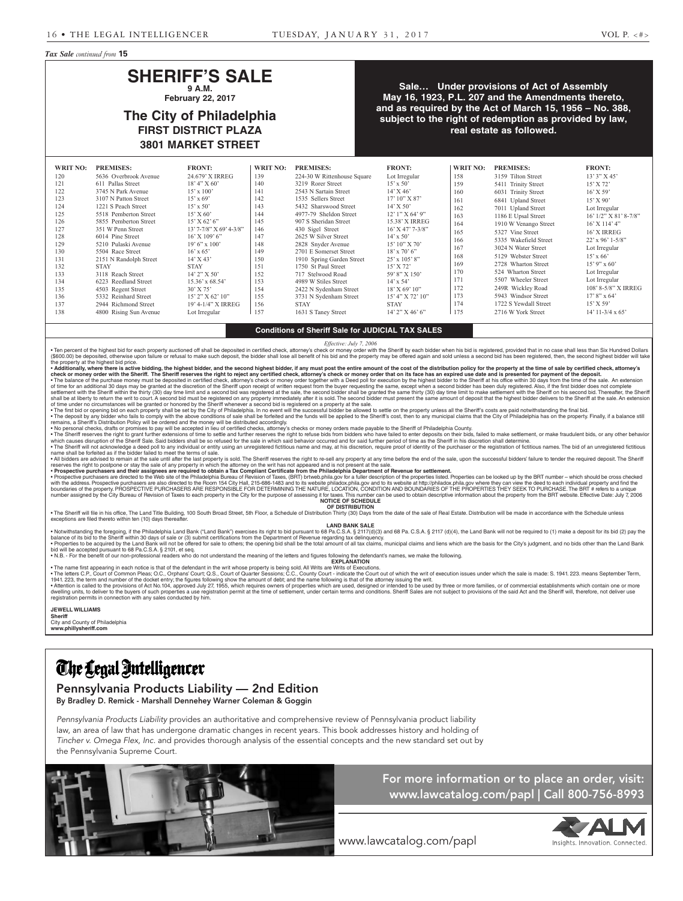*Tax Sale continued from* **15**

# SHERIFF'S SALE

**9 A.M.**

**February 22, 2017**

## The City of Philadelphia

**FIRST DISTRICT PLAZA**

**3801 MARKET STREET**

**Sale… Under provisions of Act of Assembly May 16, 1923, P.L. 207 and the Amendments thereto, and as required by the Act of March 15, 1956 – No. 388, subject to the right of redemption as provided by law, real estate as followed.**

| WRIT NO: | PREMISES: | FRONT: |
|---|---|---|
| 120 | 5636 Overbrook Avenue | 24.679' X IRREG |
| 121 | 611 Pallas Street | 18' 4" X 60' |
| 122 | 3745 N Park Avenue | 15' x 100' |
| 123 | 3107 N Patton Street | 15' x 69' |
| 124 | 1221 S Peach Street | 15' x 50' |
| 125 | 5518 Pemberton Street | 15' X 60' |
| 126 | 5855 Pemberton Street | 15' X 62' 6" |
| 127 | 351 W Penn Street | 13' 7-7/8" X 69' 4-3/8" |
| 128 | 6014 Pine Street | 16' X 109' 6" |
| 129 | 5210 Pulaski Avenue | 19' 6" x 100' |
| 130 | 5504 Race Street | 16' x 65' |
| 131 | 2151 N Randolph Street | 14' X 43' |
| 132 | STAY | STAY |
| 133 | 3118 Reach Street | 14' 2" X 50' |
| 134 | 6223 Reedland Street | 15.36' x 68.54' |
| 135 | 4503 Regent Street | 30' X 75' |
| 136 | 5332 Reinhard Street | 15' 2" X 62' 10" |
| 137 | 2944 Richmond Street | 19' 4-1/4" X IRREG |
| 138 | 4800 Rising Sun Avenue | Lot Irregular |
| 139 | 224-30 W Rittenhouse Square | Lot Irregular |
| 140 | 3219 Rorer Street | 15' x 50' |
| 141 | 2543 N Sartain Street | 14' X 46' |
| 142 | 1535 Sellers Street | 17' 10" X 87' |
| 143 | 5432 Sharswood Street | 14' X 50' |
| 144 | 4977-79 Sheldon Street | 12' 1" X 64' 9" |
| 145 | 907 S Sheridan Street | 15.38' X IRREG |
| 146 | 430 Sigel Street | 16' X 47' 7-3/8" |
| 147 | 2625 W Silver Street | 14' x 50' |
| 148 | 2828 Snyder Avenue | 15' 10" X 70' |
| 149 | 2701 E Somerset Street | 18' x 70' 6" |
| 150 | 1910 Spring Garden Street | 25' x 105' 8" |
| 151 | 1750 St Paul Street | 15' X 72' |
| 152 | 717 Stelwood Road | 59' 8" X 150' |
| 153 | 4989 W Stiles Street | 14' x 54' |
| 154 | 2422 N Sydenham Street | 18' X 69' 10" |
| 155 | 3731 N Sydenham Street | 15' 4" X 72' 10" |
| 156 | STAY | STAY |
| 157 | 1631 S Taney Street | 14' 2" X 46' 6" |
| 158 | 3159 Tilton Street | 13' 3" X 45' |
| 159 | 5411 Trinity Street | 15' X 72' |
| 160 | 6031 Trinity Street | 16' X 59' |
| 161 | 6841 Upland Street | 15' X 90' |
| 162 | 7011 Upland Street | Lot Irregular |
| 163 | 1186 E Upsal Street | 16' 1/2" X 81' 8-7/8" |
| 164 | 1910 W Venango Street | 16' X 114' 4" |
| 165 | 5327 Vine Street | 16' X IRREG |
| 166 | 5335 Wakefield Street | 22' x 96' 1-5/8" |
| 167 | 3024 N Water Street | Lot Irregular |
| 168 | 5129 Webster Street | 15' x 66' |
| 169 | 2728 Wharton Street | 15' 9" x 60' |
| 170 | 524 Wharton Street | Lot Irregular |
| 171 | 5507 Wheeler Street | Lot Irregular |
| 172 | 249R Wickley Road | 108' 8-5/8" X IRREG |
| 173 | 5943 Windsor Street | 17' 8" x 64' |
| 174 | 1722 S Yewdall Street | 15' X 59' |
| 175 | 2716 W York Street | 14' 11-3/4 x 65' |

### Conditions of Sheriff Sale for JUDICIAL TAX SALES

*Effective: July 7, 2006*

• Ten percent of the highest bid for each property auctioned off shall be deposited in certified check, attorney's check or money order with the Sheriff by each bidder when his bid is registered, provided that in no case shall less than Six Hundred Dollars ($600.00) be deposited, otherwise upon failure or refusal to make such deposit, the bidder shall lose all benefit of his bid and the property may be offered again and sold unless a second bid has been registered, then, the second highest bidder will take the property at the highest bid price.

• **Additionally, where there is active bidding, the highest bidder, and the second highest bidder, if any must post the entire amount of the cost of the distribution policy for the property at the time of sale by certified check, attorney's check or money order with the Sheriff. The Sheriff reserves the right to reject any certified check, attorney's check or money order that on its face has an expired use date and is presented for payment of the deposit.**

• The balance of the purchase money must be deposited in certified check, attorney's check or money order together with a Deed poll for execution by the highest bidder to the Sheriff at his office within 30 days from the time of the sale. An extension of time for an additional 30 days may be granted at the discretion of the Sheriff upon receipt of written request from the buyer requesting the same, except when a second bidder has been duly registered. Also, if the first bidder does not complete settlement with the Sheriff within the thirty (30) day time limit and a second bid was registered at the sale, the second bidder shall be granted the same thirty (30) day time limit to make settlement with the Sheriff on his second bid. Thereafter, the Sheriff shall be at liberty to return the writ to court. A second bid must be registered on any property immediately after it is sold. The second bidder must present the same amount of deposit that the highest bidder delivers to the Sheriff at the sale. An extension of time under no circumstances will be granted or honored by the Sheriff whenever a second bid is registered on a property at the sale.

• The first bid or opening bid on each property shall be set by the City of Philadelphia. In no event will the successful bidder be allowed to settle on the property unless all the Sheriff's costs are paid notwithstanding the final bid.

• The deposit by any bidder who fails to comply with the above conditions of sale shall be forfeited and the funds will be applied to the Sheriff's cost, then to any municipal claims that the City of Philadelphia has on the property. Finally, if a balance still remains, a Sheriff's Distribution Policy will be ordered and the money will be distributed accordingly.

• No personal checks, drafts or promises to pay will be accepted in lieu of certified checks, attorney's checks or money orders made payable to the Sheriff of Philadelphia County.

• The Sheriff reserves the right to grant further extensions of time to settle and further reserves the right to refuse bids from bidders who have failed to enter deposits on their bids, failed to make settlement, or make fraudulent bids, or any other behavior which causes disruption of the Sheriff Sale. Said bidders shall be so refused for the sale in which said behavior occurred and for said further period of time as the Sheriff in his discretion shall determine.

• The Sheriff will not acknowledge a deed poll to any individual or entity using an unregistered fictitious name and may, at his discretion, require proof of identity of the purchaser or the registration of fictitious names. The bid of an unregistered fictitious name shall be forfeited as if the bidder failed to meet the terms of sale.

• All bidders are advised to remain at the sale until after the last property is sold. The Sheriff reserves the right to re-sell any property at any time before the end of the sale, upon the successful bidders' failure to tender the required deposit. The Sheriff reserves the right to postpone or stay the sale of any property in which the attorney on the writ has not appeared and is not present at the sale.

• **Prospective purchasers and their assignees are required to obtain a Tax Compliant Certificate from the Philadelphia Department of Revenue for settlement.**

• Prospective purchasers are directed to the Web site of the Philadelphia Bureau of Revision of Taxes, (BRT) brtweb.phila.gov for a fuller description of the properties listed. Properties can be looked up by the BRT number – which should be cross checked with the address. Prospective purchasers are also directed to the Room 154 City Hall, 215-686-1483 and to its website philadox.phila.gov and to its website at http://philadox.phila.gov where they can view the deed to each individual property and find the boundaries of the property. PROSPECTIVE PURCHASERS ARE RESPONSIBLE FOR DETERMINING THE NATURE, LOCATION, CONDITION AND BOUNDARIES OF THE PROPERTIES THEY SEEK TO PURCHASE. The BRT # refers to a unique number assigned by the City Bureau of Revision of Taxes to each property in the City for the purpose of assessing it for taxes. This number can be used to obtain descriptive information about the property from the BRT website. Effective Date: July 7, 2006

**NOTICE OF SCHEDULE OF DISTRIBUTION**

• The Sheriff will file in his office, The Land Title Building, 100 South Broad Street, 5th Floor, a Schedule of Distribution Thirty (30) Days from the date of the sale of Real Estate. Distribution will be made in accordance with the Schedule unless exceptions are filed thereto within ten (10) days thereafter.

**LAND BANK SALE**

• Notwithstanding the foregoing, if the Philadelphia Land Bank ("Land Bank") exercises its right to bid pursuant to 68 Pa.C.S.A. § 2117(d)(3) and 68 Pa. C.S.A. § 2117 (d)(4), the Land Bank will not be required to (1) make a deposit for its bid (2) pay the balance of its bid to the Sheriff within 30 days of sale or (3) submit certifications from the Department of Revenue regarding tax delinquency.

• Properties to be acquired by the Land Bank will not be offered for sale to others; the opening bid shall be the total amount of all tax claims, municipal claims and liens which are the basis for the City's judgment, and no bids other than the Land Bank bid will be accepted pursuant to 68 Pa.C.S.A. § 2101, et seq.

• N.B. - For the benefit of our non-professional readers who do not understand the meaning of the letters and figures following the defendant's names, we make the following.

**EXPLANATION**

• The name first appearing in each notice is that of the defendant in the writ whose property is being sold. All Writs are Writs of Executions.

• The letters C.P., Court of Common Pleas; O.C., Orphans' Court; Q.S., Court of Quarter Sessions; C.C., County Court - indicate the Court out of which the writ of execution issues under which the sale is made: S. 1941. 223. means September Term, 1941. 223, the term and number of the docket entry; the figures following show the amount of debt; and the name following is that of the attorney issuing the writ.

• Attention is called to the provisions of Act No.104, approved July 27, 1955, which requires owners of properties which are used, designed or intended to be used by three or more families, or of commercial establishments which contain one or more dwelling units, to deliver to the buyers of such properties a use registration permit at the time of settlement, under certain terms and conditions. Sheriff Sales are not subject to provisions of the said Act and the Sheriff will, therefore, not deliver use registration permits in connection with any sales conducted by him.

**JEWELL WILLIAMS**
**Sheriff**
City and County of Philadelphia
**www.phillysheriff.com**

---

# The Legal Intelligencer

## Pennsylvania Products Liability — 2nd Edition

**By Bradley D. Remick - Marshall Dennehey Warner Coleman & Goggin**

*Pennsylvania Products Liability* provides an authoritative and comprehensive review of Pennsylvania product liability law, an area of law that has undergone dramatic changes in recent years. This book addresses history and holding of *Tincher v. Omega Flex, Inc.* and provides thorough analysis of the essential concepts and the new standard set out by the Pennsylvania Supreme Court.

For more information or to place an order, visit: www.lawcatalog.com/papl | Call 800-756-8993

www.lawcatalog.com/papl

ALM — Insights. Innovation. Connected.